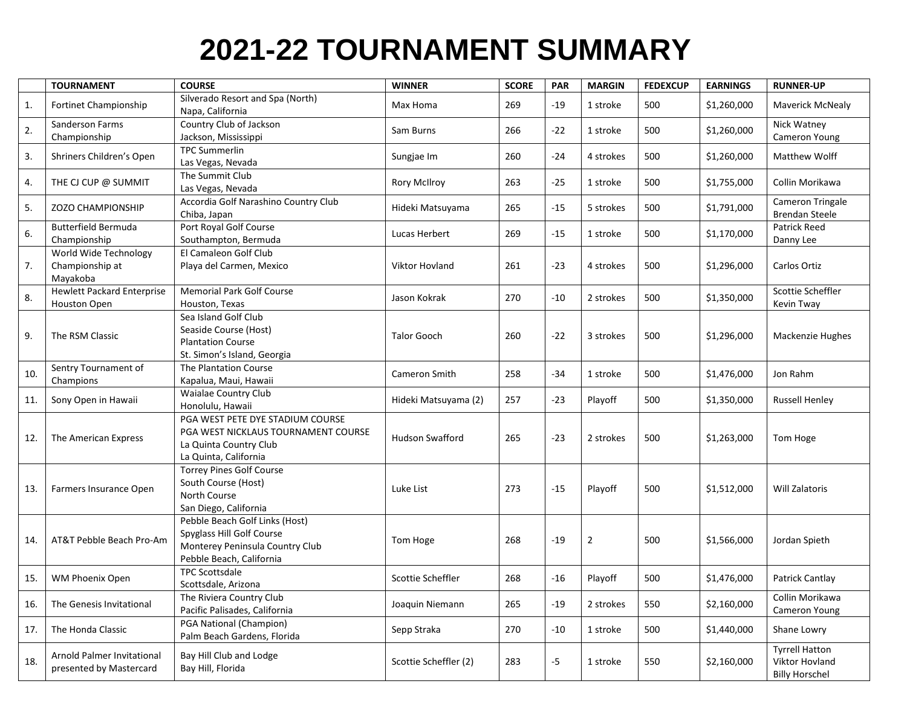# 2021-22 TOURNAMENT SUMMARY

| | TOURNAMENT | COURSE | WINNER | SCORE | PAR | MARGIN | FEDEXCUP | EARNINGS | RUNNER-UP |
|---|---|---|---|---|---|---|---|---|---|
| 1. | Fortinet Championship | Silverado Resort and Spa (North)<br>Napa, California | Max Homa | 269 | -19 | 1 stroke | 500 | $1,260,000 | Maverick McNealy |
| 2. | Sanderson Farms Championship | Country Club of Jackson<br>Jackson, Mississippi | Sam Burns | 266 | -22 | 1 stroke | 500 | $1,260,000 | Nick Watney<br>Cameron Young |
| 3. | Shriners Children's Open | TPC Summerlin<br>Las Vegas, Nevada | Sungjae Im | 260 | -24 | 4 strokes | 500 | $1,260,000 | Matthew Wolff |
| 4. | THE CJ CUP @ SUMMIT | The Summit Club<br>Las Vegas, Nevada | Rory McIlroy | 263 | -25 | 1 stroke | 500 | $1,755,000 | Collin Morikawa |
| 5. | ZOZO CHAMPIONSHIP | Accordia Golf Narashino Country Club<br>Chiba, Japan | Hideki Matsuyama | 265 | -15 | 5 strokes | 500 | $1,791,000 | Cameron Tringale<br>Brendan Steele |
| 6. | Butterfield Bermuda Championship | Port Royal Golf Course<br>Southampton, Bermuda | Lucas Herbert | 269 | -15 | 1 stroke | 500 | $1,170,000 | Patrick Reed<br>Danny Lee |
| 7. | World Wide Technology Championship at Mayakoba | El Camaleon Golf Club<br>Playa del Carmen, Mexico | Viktor Hovland | 261 | -23 | 4 strokes | 500 | $1,296,000 | Carlos Ortiz |
| 8. | Hewlett Packard Enterprise Houston Open | Memorial Park Golf Course<br>Houston, Texas | Jason Kokrak | 270 | -10 | 2 strokes | 500 | $1,350,000 | Scottie Scheffler<br>Kevin Tway |
| 9. | The RSM Classic | Sea Island Golf Club<br>Seaside Course (Host)<br>Plantation Course<br>St. Simon's Island, Georgia | Talor Gooch | 260 | -22 | 3 strokes | 500 | $1,296,000 | Mackenzie Hughes |
| 10. | Sentry Tournament of Champions | The Plantation Course<br>Kapalua, Maui, Hawaii | Cameron Smith | 258 | -34 | 1 stroke | 500 | $1,476,000 | Jon Rahm |
| 11. | Sony Open in Hawaii | Waialae Country Club<br>Honolulu, Hawaii | Hideki Matsuyama (2) | 257 | -23 | Playoff | 500 | $1,350,000 | Russell Henley |
| 12. | The American Express | PGA WEST PETE DYE STADIUM COURSE<br>PGA WEST NICKLAUS TOURNAMENT COURSE<br>La Quinta Country Club<br>La Quinta, California | Hudson Swafford | 265 | -23 | 2 strokes | 500 | $1,263,000 | Tom Hoge |
| 13. | Farmers Insurance Open | Torrey Pines Golf Course<br>South Course (Host)<br>North Course<br>San Diego, California | Luke List | 273 | -15 | Playoff | 500 | $1,512,000 | Will Zalatoris |
| 14. | AT&T Pebble Beach Pro-Am | Pebble Beach Golf Links (Host)<br>Spyglass Hill Golf Course<br>Monterey Peninsula Country Club<br>Pebble Beach, California | Tom Hoge | 268 | -19 | 2 | 500 | $1,566,000 | Jordan Spieth |
| 15. | WM Phoenix Open | TPC Scottsdale<br>Scottsdale, Arizona | Scottie Scheffler | 268 | -16 | Playoff | 500 | $1,476,000 | Patrick Cantlay |
| 16. | The Genesis Invitational | The Riviera Country Club<br>Pacific Palisades, California | Joaquin Niemann | 265 | -19 | 2 strokes | 550 | $2,160,000 | Collin Morikawa<br>Cameron Young |
| 17. | The Honda Classic | PGA National (Champion)<br>Palm Beach Gardens, Florida | Sepp Straka | 270 | -10 | 1 stroke | 500 | $1,440,000 | Shane Lowry |
| 18. | Arnold Palmer Invitational presented by Mastercard | Bay Hill Club and Lodge<br>Bay Hill, Florida | Scottie Scheffler (2) | 283 | -5 | 1 stroke | 550 | $2,160,000 | Tyrrell Hatton<br>Viktor Hovland<br>Billy Horschel |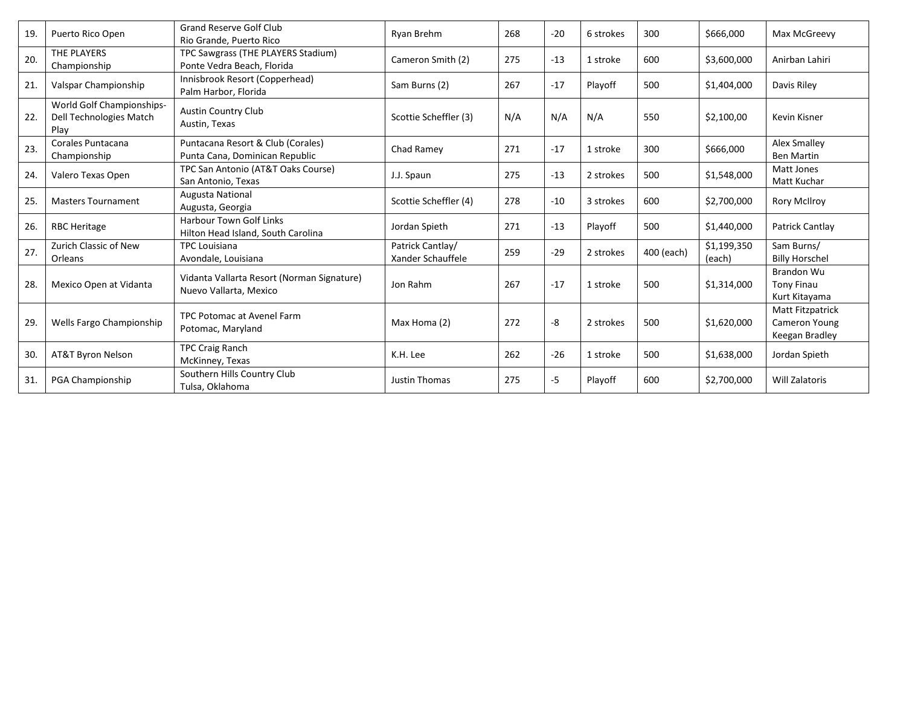| | | | | | | | | | |
|---|---|---|---|---|---|---|---|---|---|
| 19. | Puerto Rico Open | Grand Reserve Golf Club<br>Rio Grande, Puerto Rico | Ryan Brehm | 268 | -20 | 6 strokes | 300 | $666,000 | Max McGreevy |
| 20. | THE PLAYERS Championship | TPC Sawgrass (THE PLAYERS Stadium)<br>Ponte Vedra Beach, Florida | Cameron Smith (2) | 275 | -13 | 1 stroke | 600 | $3,600,000 | Anirban Lahiri |
| 21. | Valspar Championship | Innisbrook Resort (Copperhead)<br>Palm Harbor, Florida | Sam Burns (2) | 267 | -17 | Playoff | 500 | $1,404,000 | Davis Riley |
| 22. | World Golf Championships-Dell Technologies Match Play | Austin Country Club<br>Austin, Texas | Scottie Scheffler (3) | N/A | N/A | N/A | 550 | $2,100,00 | Kevin Kisner |
| 23. | Corales Puntacana Championship | Puntacana Resort & Club (Corales)<br>Punta Cana, Dominican Republic | Chad Ramey | 271 | -17 | 1 stroke | 300 | $666,000 | Alex Smalley<br>Ben Martin |
| 24. | Valero Texas Open | TPC San Antonio (AT&T Oaks Course)<br>San Antonio, Texas | J.J. Spaun | 275 | -13 | 2 strokes | 500 | $1,548,000 | Matt Jones<br>Matt Kuchar |
| 25. | Masters Tournament | Augusta National<br>Augusta, Georgia | Scottie Scheffler (4) | 278 | -10 | 3 strokes | 600 | $2,700,000 | Rory McIlroy |
| 26. | RBC Heritage | Harbour Town Golf Links<br>Hilton Head Island, South Carolina | Jordan Spieth | 271 | -13 | Playoff | 500 | $1,440,000 | Patrick Cantlay |
| 27. | Zurich Classic of New Orleans | TPC Louisiana<br>Avondale, Louisiana | Patrick Cantlay/<br>Xander Schauffele | 259 | -29 | 2 strokes | 400 (each) | $1,199,350 (each) | Sam Burns/<br>Billy Horschel |
| 28. | Mexico Open at Vidanta | Vidanta Vallarta Resort (Norman Signature)<br>Nuevo Vallarta, Mexico | Jon Rahm | 267 | -17 | 1 stroke | 500 | $1,314,000 | Brandon Wu<br>Tony Finau<br>Kurt Kitayama |
| 29. | Wells Fargo Championship | TPC Potomac at Avenel Farm<br>Potomac, Maryland | Max Homa (2) | 272 | -8 | 2 strokes | 500 | $1,620,000 | Matt Fitzpatrick<br>Cameron Young<br>Keegan Bradley |
| 30. | AT&T Byron Nelson | TPC Craig Ranch<br>McKinney, Texas | K.H. Lee | 262 | -26 | 1 stroke | 500 | $1,638,000 | Jordan Spieth |
| 31. | PGA Championship | Southern Hills Country Club<br>Tulsa, Oklahoma | Justin Thomas | 275 | -5 | Playoff | 600 | $2,700,000 | Will Zalatoris |